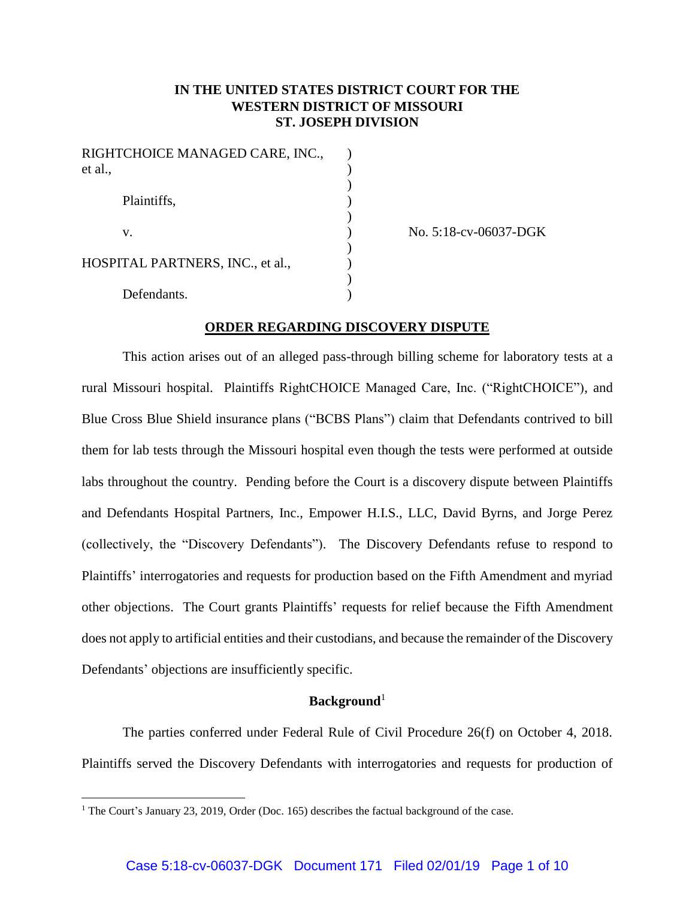# IN THE UNITED STATES DISTRICT COURT FOR THE WESTERN DISTRICT OF MISSOURI ST. JOSEPH DIVISION

RIGHTCHOICE MANAGED CARE, INC., et al.,

Plaintiffs,

v.

HOSPITAL PARTNERS, INC., et al.,

Defendants.

No. 5:18-cv-06037-DGK

## ORDER REGARDING DISCOVERY DISPUTE

This action arises out of an alleged pass-through billing scheme for laboratory tests at a rural Missouri hospital. Plaintiffs RightCHOICE Managed Care, Inc. ("RightCHOICE"), and Blue Cross Blue Shield insurance plans ("BCBS Plans") claim that Defendants contrived to bill them for lab tests through the Missouri hospital even though the tests were performed at outside labs throughout the country. Pending before the Court is a discovery dispute between Plaintiffs and Defendants Hospital Partners, Inc., Empower H.I.S., LLC, David Byrns, and Jorge Perez (collectively, the "Discovery Defendants"). The Discovery Defendants refuse to respond to Plaintiffs' interrogatories and requests for production based on the Fifth Amendment and myriad other objections. The Court grants Plaintiffs' requests for relief because the Fifth Amendment does not apply to artificial entities and their custodians, and because the remainder of the Discovery Defendants' objections are insufficiently specific.

### Background[1]

The parties conferred under Federal Rule of Civil Procedure 26(f) on October 4, 2018. Plaintiffs served the Discovery Defendants with interrogatories and requests for production of

[1] The Court's January 23, 2019, Order (Doc. 165) describes the factual background of the case.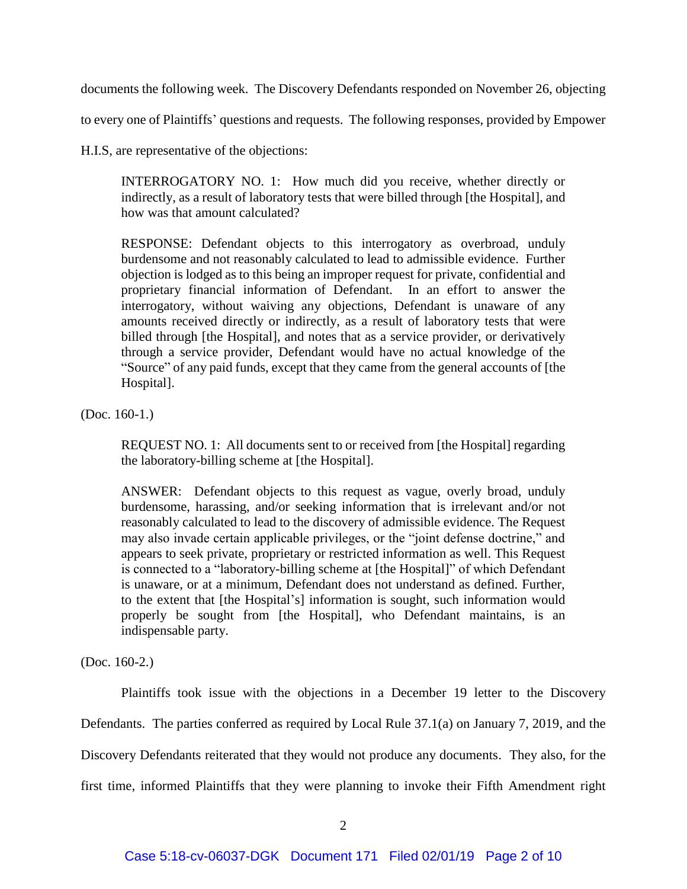documents the following week. The Discovery Defendants responded on November 26, objecting to every one of Plaintiffs' questions and requests. The following responses, provided by Empower H.I.S, are representative of the objections:

> INTERROGATORY NO. 1: How much did you receive, whether directly or indirectly, as a result of laboratory tests that were billed through [the Hospital], and how was that amount calculated?
>
> RESPONSE: Defendant objects to this interrogatory as overbroad, unduly burdensome and not reasonably calculated to lead to admissible evidence. Further objection is lodged as to this being an improper request for private, confidential and proprietary financial information of Defendant. In an effort to answer the interrogatory, without waiving any objections, Defendant is unaware of any amounts received directly or indirectly, as a result of laboratory tests that were billed through [the Hospital], and notes that as a service provider, or derivatively through a service provider, Defendant would have no actual knowledge of the "Source" of any paid funds, except that they came from the general accounts of [the Hospital].

(Doc. 160-1.)

> REQUEST NO. 1: All documents sent to or received from [the Hospital] regarding the laboratory-billing scheme at [the Hospital].
>
> ANSWER: Defendant objects to this request as vague, overly broad, unduly burdensome, harassing, and/or seeking information that is irrelevant and/or not reasonably calculated to lead to the discovery of admissible evidence. The Request may also invade certain applicable privileges, or the "joint defense doctrine," and appears to seek private, proprietary or restricted information as well. This Request is connected to a "laboratory-billing scheme at [the Hospital]" of which Defendant is unaware, or at a minimum, Defendant does not understand as defined. Further, to the extent that [the Hospital's] information is sought, such information would properly be sought from [the Hospital], who Defendant maintains, is an indispensable party.

(Doc. 160-2.)

Plaintiffs took issue with the objections in a December 19 letter to the Discovery Defendants. The parties conferred as required by Local Rule 37.1(a) on January 7, 2019, and the Discovery Defendants reiterated that they would not produce any documents. They also, for the first time, informed Plaintiffs that they were planning to invoke their Fifth Amendment right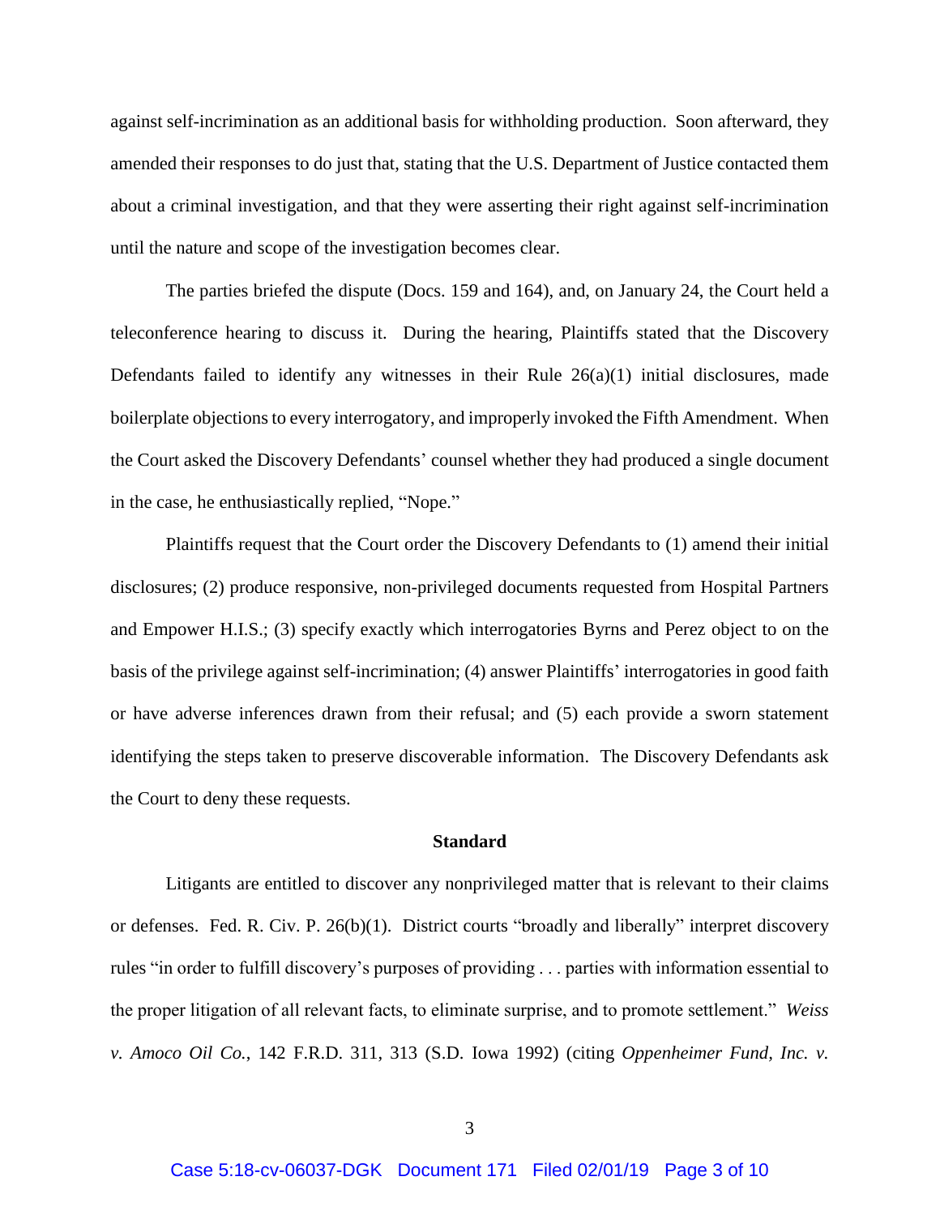against self-incrimination as an additional basis for withholding production. Soon afterward, they amended their responses to do just that, stating that the U.S. Department of Justice contacted them about a criminal investigation, and that they were asserting their right against self-incrimination until the nature and scope of the investigation becomes clear.

The parties briefed the dispute (Docs. 159 and 164), and, on January 24, the Court held a teleconference hearing to discuss it. During the hearing, Plaintiffs stated that the Discovery Defendants failed to identify any witnesses in their Rule 26(a)(1) initial disclosures, made boilerplate objections to every interrogatory, and improperly invoked the Fifth Amendment. When the Court asked the Discovery Defendants' counsel whether they had produced a single document in the case, he enthusiastically replied, "Nope."

Plaintiffs request that the Court order the Discovery Defendants to (1) amend their initial disclosures; (2) produce responsive, non-privileged documents requested from Hospital Partners and Empower H.I.S.; (3) specify exactly which interrogatories Byrns and Perez object to on the basis of the privilege against self-incrimination; (4) answer Plaintiffs' interrogatories in good faith or have adverse inferences drawn from their refusal; and (5) each provide a sworn statement identifying the steps taken to preserve discoverable information. The Discovery Defendants ask the Court to deny these requests.

## Standard

Litigants are entitled to discover any nonprivileged matter that is relevant to their claims or defenses. Fed. R. Civ. P. 26(b)(1). District courts "broadly and liberally" interpret discovery rules "in order to fulfill discovery's purposes of providing . . . parties with information essential to the proper litigation of all relevant facts, to eliminate surprise, and to promote settlement." *Weiss v. Amoco Oil Co.*, 142 F.R.D. 311, 313 (S.D. Iowa 1992) (citing *Oppenheimer Fund, Inc. v.*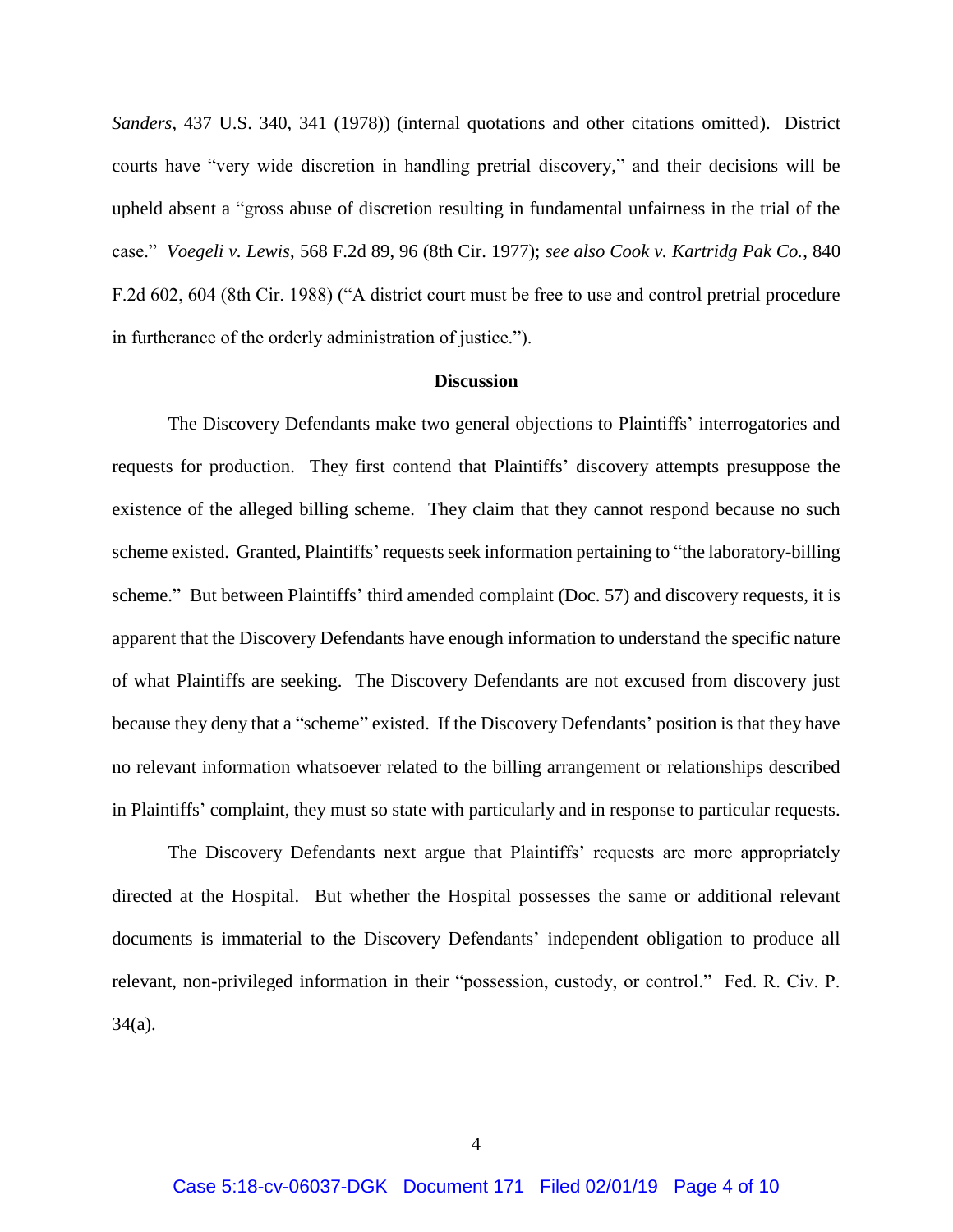*Sanders*, 437 U.S. 340, 341 (1978)) (internal quotations and other citations omitted). District courts have "very wide discretion in handling pretrial discovery," and their decisions will be upheld absent a "gross abuse of discretion resulting in fundamental unfairness in the trial of the case." *Voegeli v. Lewis*, 568 F.2d 89, 96 (8th Cir. 1977); *see also Cook v. Kartridg Pak Co.*, 840 F.2d 602, 604 (8th Cir. 1988) ("A district court must be free to use and control pretrial procedure in furtherance of the orderly administration of justice.").

**Discussion**

The Discovery Defendants make two general objections to Plaintiffs' interrogatories and requests for production. They first contend that Plaintiffs' discovery attempts presuppose the existence of the alleged billing scheme. They claim that they cannot respond because no such scheme existed. Granted, Plaintiffs' requests seek information pertaining to "the laboratory-billing scheme." But between Plaintiffs' third amended complaint (Doc. 57) and discovery requests, it is apparent that the Discovery Defendants have enough information to understand the specific nature of what Plaintiffs are seeking. The Discovery Defendants are not excused from discovery just because they deny that a "scheme" existed. If the Discovery Defendants' position is that they have no relevant information whatsoever related to the billing arrangement or relationships described in Plaintiffs' complaint, they must so state with particularly and in response to particular requests.

The Discovery Defendants next argue that Plaintiffs' requests are more appropriately directed at the Hospital. But whether the Hospital possesses the same or additional relevant documents is immaterial to the Discovery Defendants' independent obligation to produce all relevant, non-privileged information in their "possession, custody, or control." Fed. R. Civ. P. 34(a).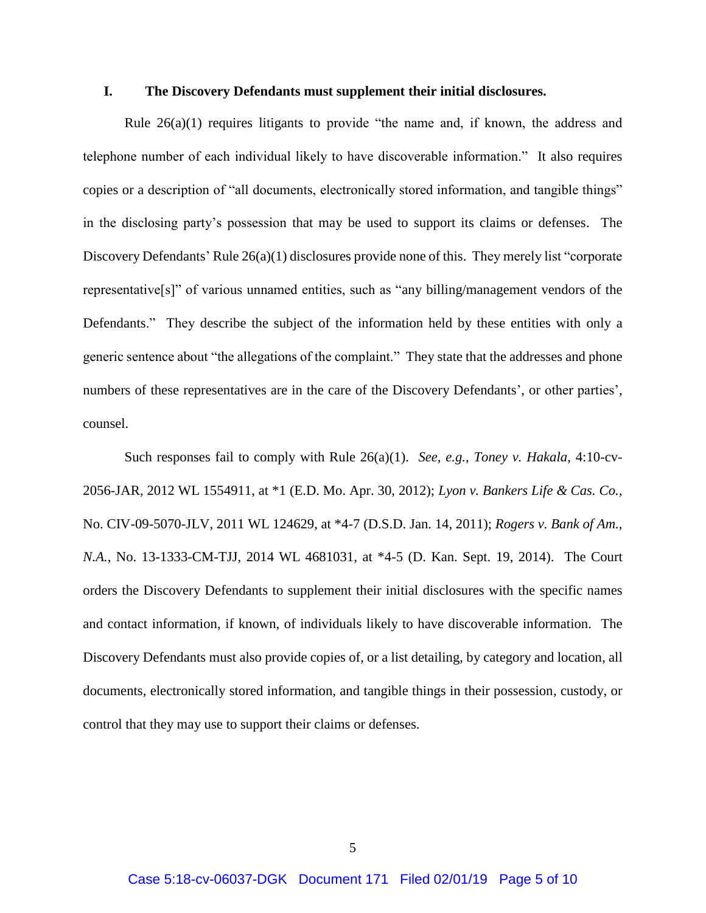## I. The Discovery Defendants must supplement their initial disclosures.

Rule 26(a)(1) requires litigants to provide "the name and, if known, the address and telephone number of each individual likely to have discoverable information." It also requires copies or a description of "all documents, electronically stored information, and tangible things" in the disclosing party's possession that may be used to support its claims or defenses. The Discovery Defendants' Rule 26(a)(1) disclosures provide none of this. They merely list "corporate representative[s]" of various unnamed entities, such as "any billing/management vendors of the Defendants." They describe the subject of the information held by these entities with only a generic sentence about "the allegations of the complaint." They state that the addresses and phone numbers of these representatives are in the care of the Discovery Defendants', or other parties', counsel.

Such responses fail to comply with Rule 26(a)(1). *See, e.g.*, *Toney v. Hakala*, 4:10-cv-2056-JAR, 2012 WL 1554911, at *1 (E.D. Mo. Apr. 30, 2012); *Lyon v. Bankers Life & Cas. Co.*, No. CIV-09-5070-JLV, 2011 WL 124629, at *4-7 (D.S.D. Jan. 14, 2011); *Rogers v. Bank of Am., N.A.*, No. 13-1333-CM-TJJ, 2014 WL 4681031, at *4-5 (D. Kan. Sept. 19, 2014). The Court orders the Discovery Defendants to supplement their initial disclosures with the specific names and contact information, if known, of individuals likely to have discoverable information. The Discovery Defendants must also provide copies of, or a list detailing, by category and location, all documents, electronically stored information, and tangible things in their possession, custody, or control that they may use to support their claims or defenses.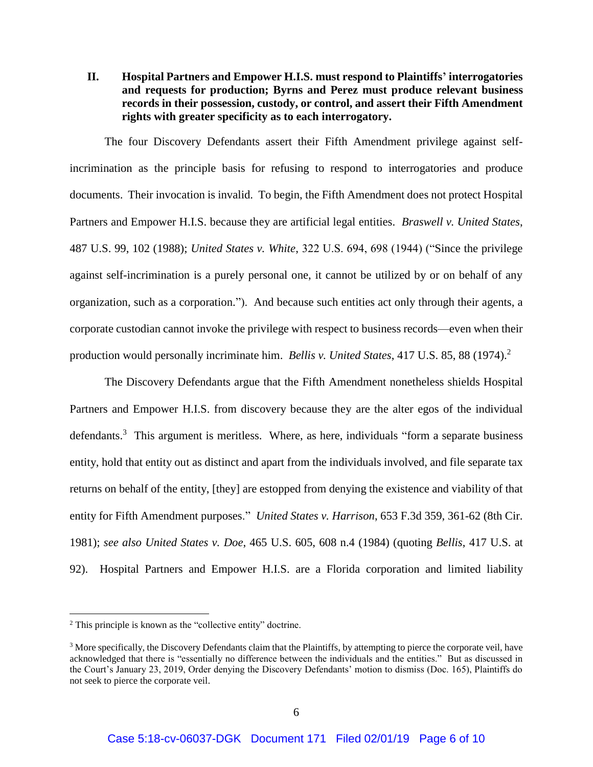## II. Hospital Partners and Empower H.I.S. must respond to Plaintiffs' interrogatories and requests for production; Byrns and Perez must produce relevant business records in their possession, custody, or control, and assert their Fifth Amendment rights with greater specificity as to each interrogatory.

The four Discovery Defendants assert their Fifth Amendment privilege against self-incrimination as the principle basis for refusing to respond to interrogatories and produce documents. Their invocation is invalid. To begin, the Fifth Amendment does not protect Hospital Partners and Empower H.I.S. because they are artificial legal entities. *Braswell v. United States*, 487 U.S. 99, 102 (1988); *United States v. White*, 322 U.S. 694, 698 (1944) ("Since the privilege against self-incrimination is a purely personal one, it cannot be utilized by or on behalf of any organization, such as a corporation."). And because such entities act only through their agents, a corporate custodian cannot invoke the privilege with respect to business records—even when their production would personally incriminate him. *Bellis v. United States*, 417 U.S. 85, 88 (1974).[2]

The Discovery Defendants argue that the Fifth Amendment nonetheless shields Hospital Partners and Empower H.I.S. from discovery because they are the alter egos of the individual defendants.[3] This argument is meritless. Where, as here, individuals "form a separate business entity, hold that entity out as distinct and apart from the individuals involved, and file separate tax returns on behalf of the entity, [they] are estopped from denying the existence and viability of that entity for Fifth Amendment purposes." *United States v. Harrison*, 653 F.3d 359, 361-62 (8th Cir. 1981); *see also United States v. Doe*, 465 U.S. 605, 608 n.4 (1984) (quoting *Bellis*, 417 U.S. at 92). Hospital Partners and Empower H.I.S. are a Florida corporation and limited liability

---

[2] This principle is known as the "collective entity" doctrine.

[3] More specifically, the Discovery Defendants claim that the Plaintiffs, by attempting to pierce the corporate veil, have acknowledged that there is "essentially no difference between the individuals and the entities." But as discussed in the Court's January 23, 2019, Order denying the Discovery Defendants' motion to dismiss (Doc. 165), Plaintiffs do not seek to pierce the corporate veil.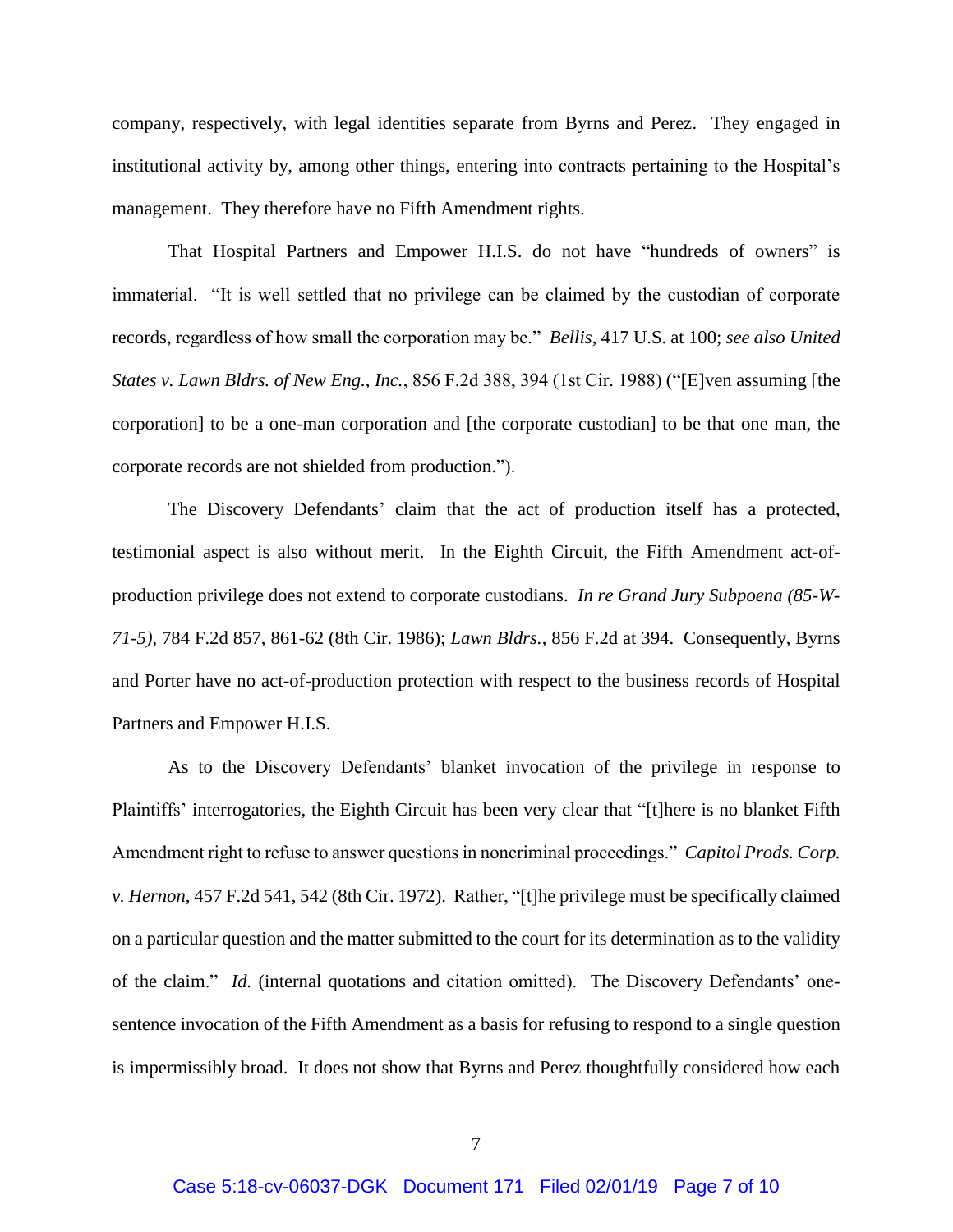company, respectively, with legal identities separate from Byrns and Perez. They engaged in institutional activity by, among other things, entering into contracts pertaining to the Hospital's management. They therefore have no Fifth Amendment rights.

That Hospital Partners and Empower H.I.S. do not have "hundreds of owners" is immaterial. "It is well settled that no privilege can be claimed by the custodian of corporate records, regardless of how small the corporation may be." *Bellis*, 417 U.S. at 100; *see also United States v. Lawn Bldrs. of New Eng., Inc.*, 856 F.2d 388, 394 (1st Cir. 1988) ("[E]ven assuming [the corporation] to be a one-man corporation and [the corporate custodian] to be that one man, the corporate records are not shielded from production.").

The Discovery Defendants' claim that the act of production itself has a protected, testimonial aspect is also without merit. In the Eighth Circuit, the Fifth Amendment act-of-production privilege does not extend to corporate custodians. *In re Grand Jury Subpoena (85-W-71-5)*, 784 F.2d 857, 861-62 (8th Cir. 1986); *Lawn Bldrs.*, 856 F.2d at 394. Consequently, Byrns and Porter have no act-of-production protection with respect to the business records of Hospital Partners and Empower H.I.S.

As to the Discovery Defendants' blanket invocation of the privilege in response to Plaintiffs' interrogatories, the Eighth Circuit has been very clear that "[t]here is no blanket Fifth Amendment right to refuse to answer questions in noncriminal proceedings." *Capitol Prods. Corp. v. Hernon*, 457 F.2d 541, 542 (8th Cir. 1972). Rather, "[t]he privilege must be specifically claimed on a particular question and the matter submitted to the court for its determination as to the validity of the claim." *Id.* (internal quotations and citation omitted). The Discovery Defendants' one-sentence invocation of the Fifth Amendment as a basis for refusing to respond to a single question is impermissibly broad. It does not show that Byrns and Perez thoughtfully considered how each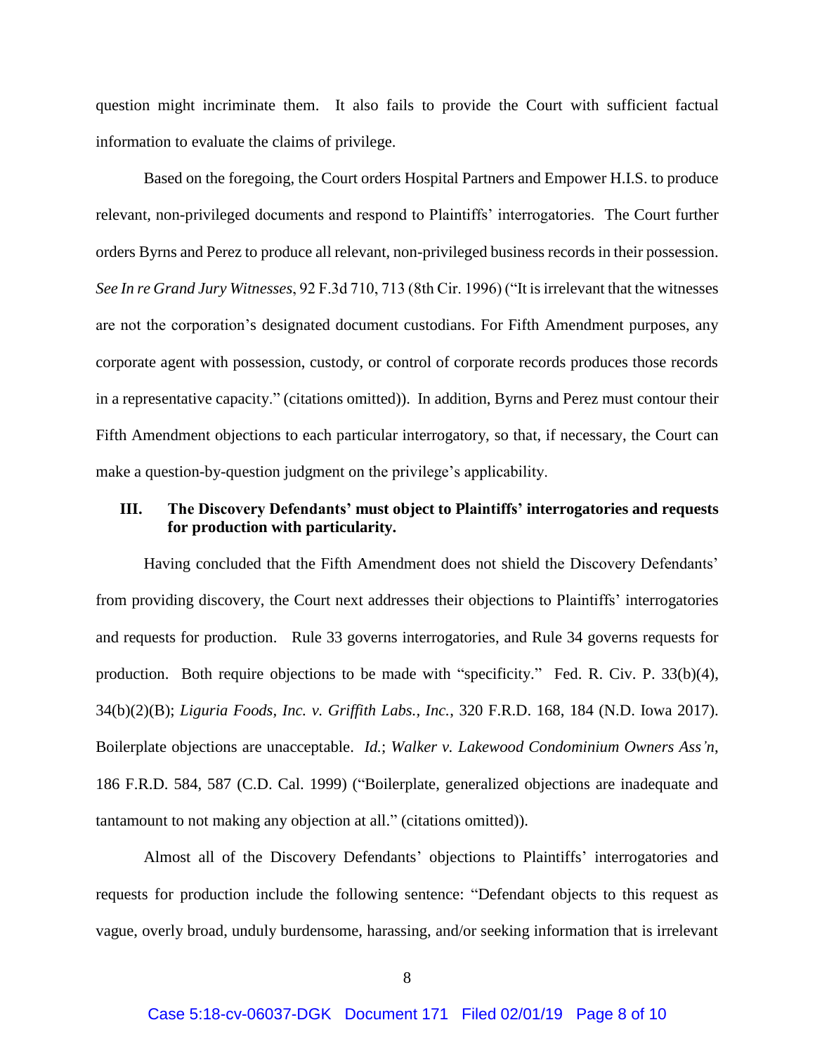question might incriminate them. It also fails to provide the Court with sufficient factual information to evaluate the claims of privilege.

Based on the foregoing, the Court orders Hospital Partners and Empower H.I.S. to produce relevant, non-privileged documents and respond to Plaintiffs' interrogatories. The Court further orders Byrns and Perez to produce all relevant, non-privileged business records in their possession. *See In re Grand Jury Witnesses*, 92 F.3d 710, 713 (8th Cir. 1996) ("It is irrelevant that the witnesses are not the corporation's designated document custodians. For Fifth Amendment purposes, any corporate agent with possession, custody, or control of corporate records produces those records in a representative capacity." (citations omitted)). In addition, Byrns and Perez must contour their Fifth Amendment objections to each particular interrogatory, so that, if necessary, the Court can make a question-by-question judgment on the privilege's applicability.

## III. The Discovery Defendants' must object to Plaintiffs' interrogatories and requests for production with particularity.

Having concluded that the Fifth Amendment does not shield the Discovery Defendants' from providing discovery, the Court next addresses their objections to Plaintiffs' interrogatories and requests for production. Rule 33 governs interrogatories, and Rule 34 governs requests for production. Both require objections to be made with "specificity." Fed. R. Civ. P. 33(b)(4), 34(b)(2)(B); *Liguria Foods, Inc. v. Griffith Labs., Inc.*, 320 F.R.D. 168, 184 (N.D. Iowa 2017). Boilerplate objections are unacceptable. *Id.*; *Walker v. Lakewood Condominium Owners Ass'n*, 186 F.R.D. 584, 587 (C.D. Cal. 1999) ("Boilerplate, generalized objections are inadequate and tantamount to not making any objection at all." (citations omitted)).

Almost all of the Discovery Defendants' objections to Plaintiffs' interrogatories and requests for production include the following sentence: "Defendant objects to this request as vague, overly broad, unduly burdensome, harassing, and/or seeking information that is irrelevant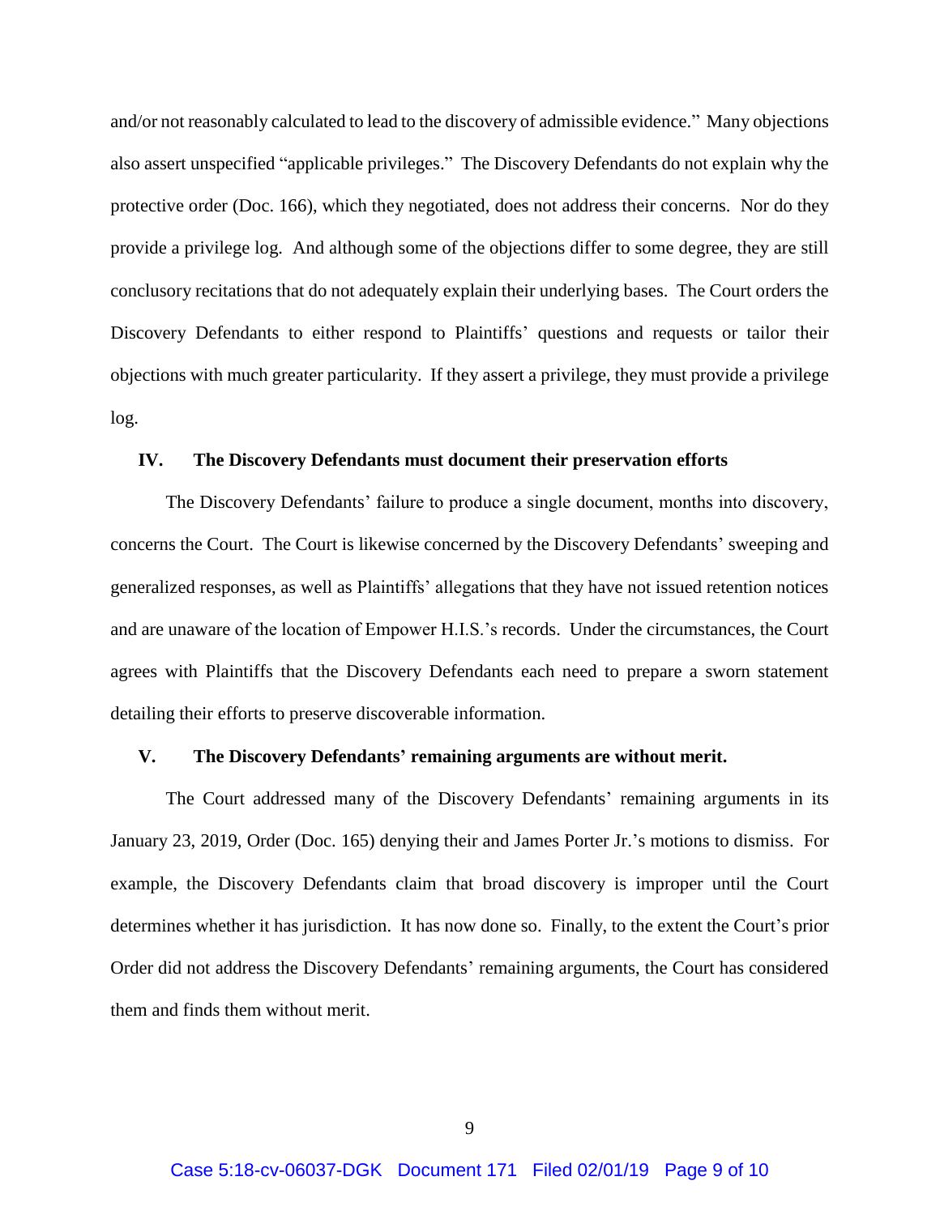and/or not reasonably calculated to lead to the discovery of admissible evidence." Many objections also assert unspecified "applicable privileges." The Discovery Defendants do not explain why the protective order (Doc. 166), which they negotiated, does not address their concerns. Nor do they provide a privilege log. And although some of the objections differ to some degree, they are still conclusory recitations that do not adequately explain their underlying bases. The Court orders the Discovery Defendants to either respond to Plaintiffs' questions and requests or tailor their objections with much greater particularity. If they assert a privilege, they must provide a privilege log.

### IV. The Discovery Defendants must document their preservation efforts

The Discovery Defendants' failure to produce a single document, months into discovery, concerns the Court. The Court is likewise concerned by the Discovery Defendants' sweeping and generalized responses, as well as Plaintiffs' allegations that they have not issued retention notices and are unaware of the location of Empower H.I.S.'s records. Under the circumstances, the Court agrees with Plaintiffs that the Discovery Defendants each need to prepare a sworn statement detailing their efforts to preserve discoverable information.

### V. The Discovery Defendants' remaining arguments are without merit.

The Court addressed many of the Discovery Defendants' remaining arguments in its January 23, 2019, Order (Doc. 165) denying their and James Porter Jr.'s motions to dismiss. For example, the Discovery Defendants claim that broad discovery is improper until the Court determines whether it has jurisdiction. It has now done so. Finally, to the extent the Court's prior Order did not address the Discovery Defendants' remaining arguments, the Court has considered them and finds them without merit.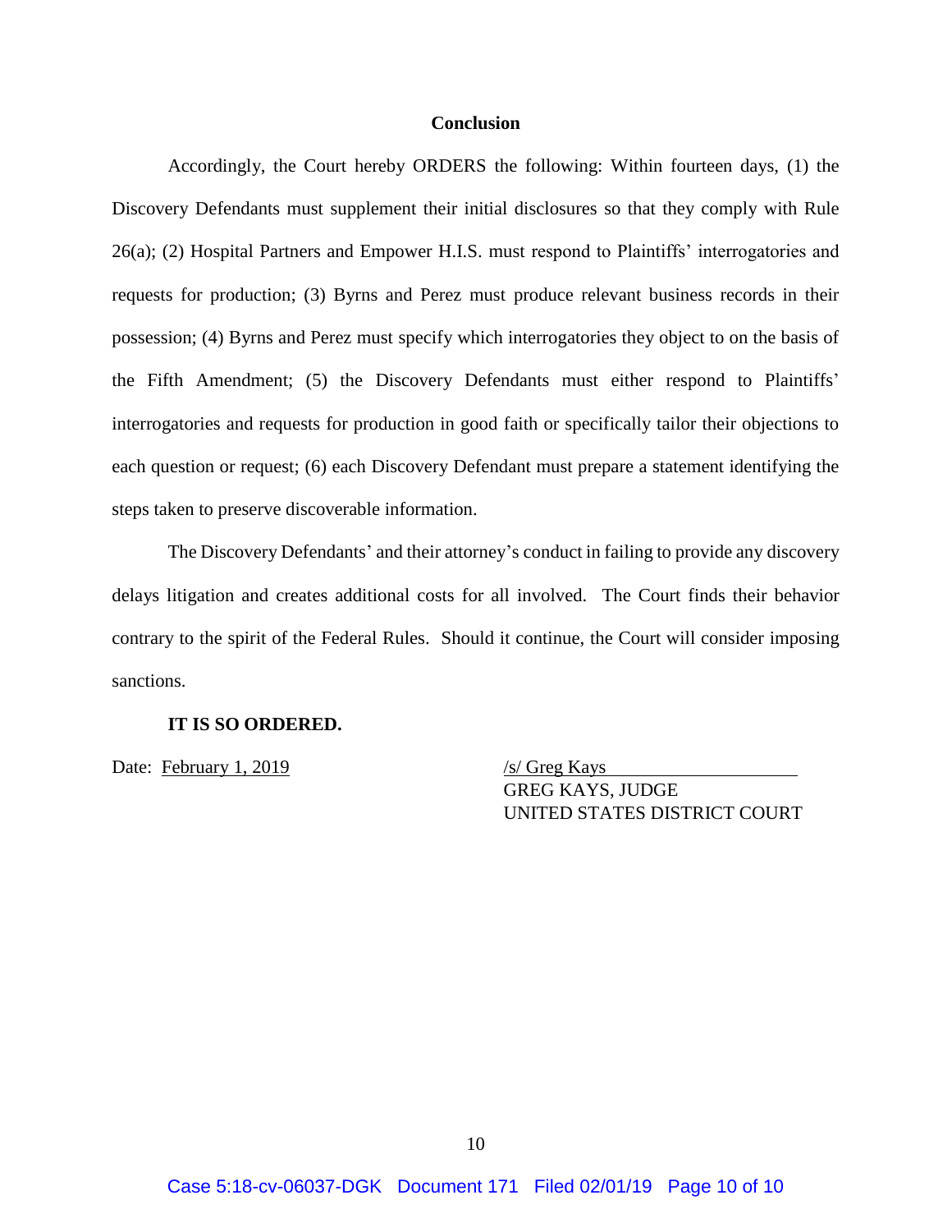## Conclusion

Accordingly, the Court hereby ORDERS the following: Within fourteen days, (1) the Discovery Defendants must supplement their initial disclosures so that they comply with Rule 26(a); (2) Hospital Partners and Empower H.I.S. must respond to Plaintiffs' interrogatories and requests for production; (3) Byrns and Perez must produce relevant business records in their possession; (4) Byrns and Perez must specify which interrogatories they object to on the basis of the Fifth Amendment; (5) the Discovery Defendants must either respond to Plaintiffs' interrogatories and requests for production in good faith or specifically tailor their objections to each question or request; (6) each Discovery Defendant must prepare a statement identifying the steps taken to preserve discoverable information.

The Discovery Defendants' and their attorney's conduct in failing to provide any discovery delays litigation and creates additional costs for all involved. The Court finds their behavior contrary to the spirit of the Federal Rules. Should it continue, the Court will consider imposing sanctions.

**IT IS SO ORDERED.**

Date: February 1, 2019

/s/ Greg Kays
GREG KAYS, JUDGE
UNITED STATES DISTRICT COURT